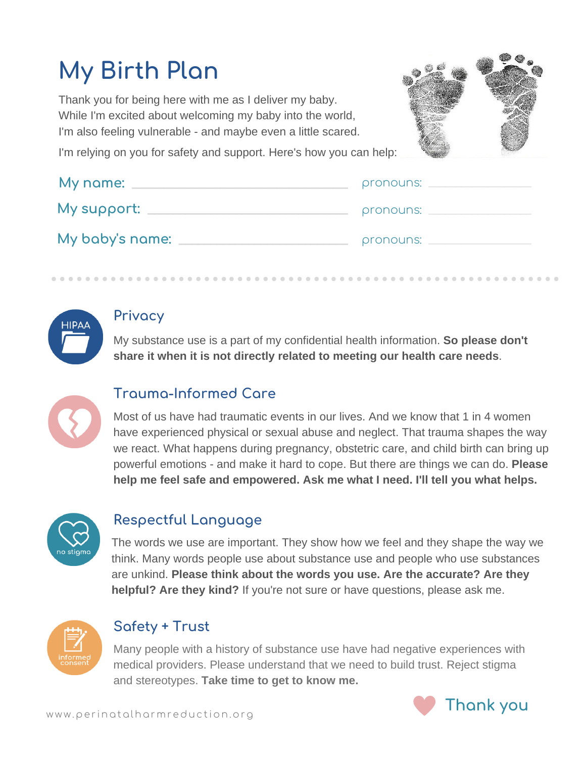# My Birth Plan

Thank you for being here with me as I deliver my baby. While I'm excited about welcoming my baby into the world, I'm also feeling vulnerable - and maybe even a little scared.

I'm relying on you for safety and support. Here's how you can help:

My name: ______________________ pronouns: ____________

My support: ______________________ pronouns: ____________

My baby's name: ______________________ pronouns: ____________

HIPAA

## Privacy

My substance use is a part of my confidential health information. **So please don't share it when it is not directly related to meeting our health care needs**.

## Trauma-Informed Care

Most of us have had traumatic events in our lives. And we know that 1 in 4 women have experienced physical or sexual abuse and neglect. That trauma shapes the way we react. What happens during pregnancy, obstetric care, and child birth can bring up powerful emotions - and make it hard to cope. But there are things we can do. **Please help me feel safe and empowered. Ask me what I need. I'll tell you what helps.**

no stigma

## Respectful Language

The words we use are important. They show how we feel and they shape the way we think. Many words people use about substance use and people who use substances are unkind. **Please think about the words you use. Are the accurate? Are they helpful? Are they kind?** If you're not sure or have questions, please ask me.

informed consent

## Safety + Trust

Many people with a history of substance use have had negative experiences with medical providers. Please understand that we need to build trust. Reject stigma and stereotypes. **Take time to get to know me.**

Thank you

www.perinatalharmreduction.org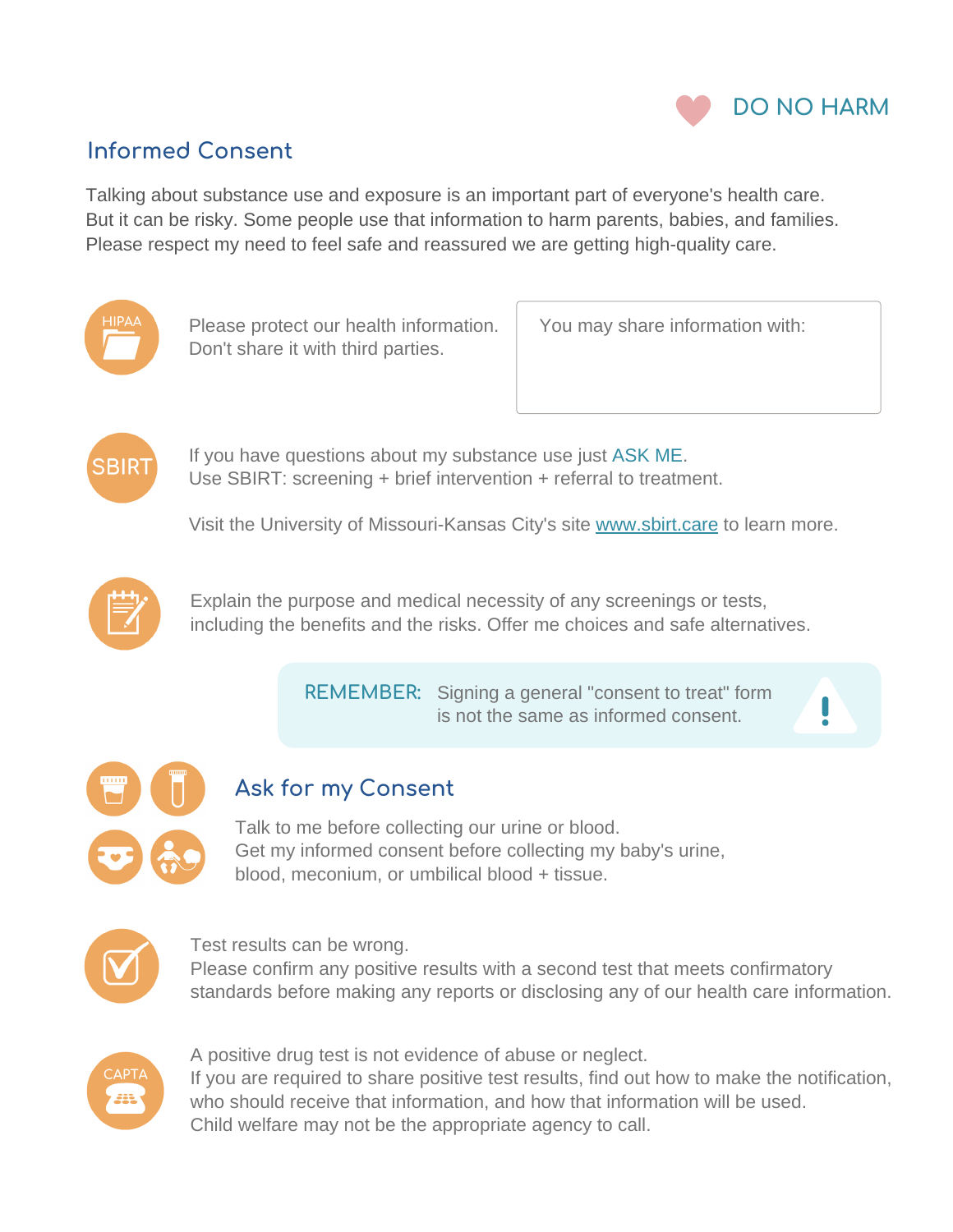DO NO HARM

## Informed Consent

Talking about substance use and exposure is an important part of everyone's health care. But it can be risky. Some people use that information to harm parents, babies, and families. Please respect my need to feel safe and reassured we are getting high-quality care.

HIPAA

Please protect our health information. Don't share it with third parties.

You may share information with:

SBIRT

If you have questions about my substance use just ASK ME.
Use SBIRT: screening + brief intervention + referral to treatment.

Visit the University of Missouri-Kansas City's site [www.sbirt.care](http://www.sbirt.care) to learn more.

Explain the purpose and medical necessity of any screenings or tests, including the benefits and the risks. Offer me choices and safe alternatives.

**REMEMBER:** Signing a general "consent to treat" form is not the same as informed consent.

## Ask for my Consent

Talk to me before collecting our urine or blood.
Get my informed consent before collecting my baby's urine, blood, meconium, or umbilical blood + tissue.

Test results can be wrong.
Please confirm any positive results with a second test that meets confirmatory standards before making any reports or disclosing any of our health care information.

CAPTA

A positive drug test is not evidence of abuse or neglect.
If you are required to share positive test results, find out how to make the notification, who should receive that information, and how that information will be used.
Child welfare may not be the appropriate agency to call.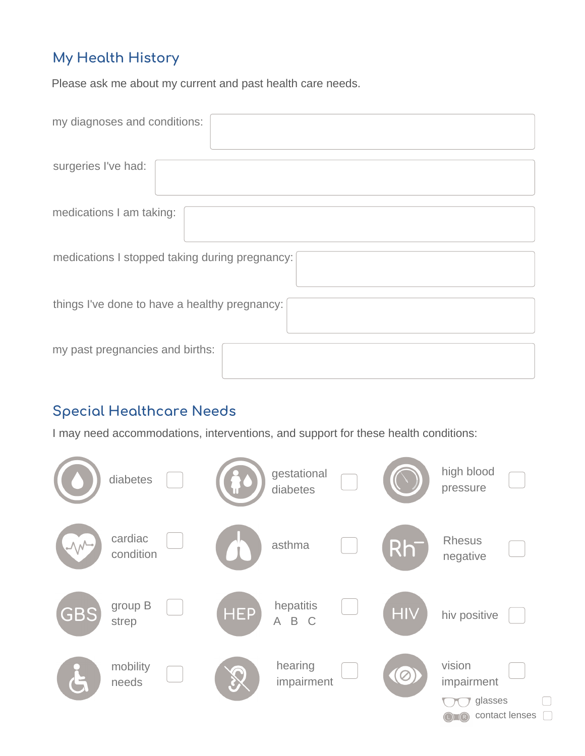## My Health History

Please ask me about my current and past health care needs.

my diagnoses and conditions:

surgeries I've had:

medications I am taking:

medications I stopped taking during pregnancy:

things I've done to have a healthy pregnancy:

my past pregnancies and births:

## Special Healthcare Needs

I may need accommodations, interventions, and support for these health conditions:

- ☐ diabetes
- ☐ gestational diabetes
- ☐ high blood pressure
- ☐ cardiac condition
- ☐ asthma
- ☐ Rhesus negative
- ☐ group B strep
- ☐ hepatitis A B C
- ☐ hiv positive
- ☐ mobility needs
- ☐ hearing impairment
- ☐ vision impairment
  - ☐ glasses
  - ☐ contact lenses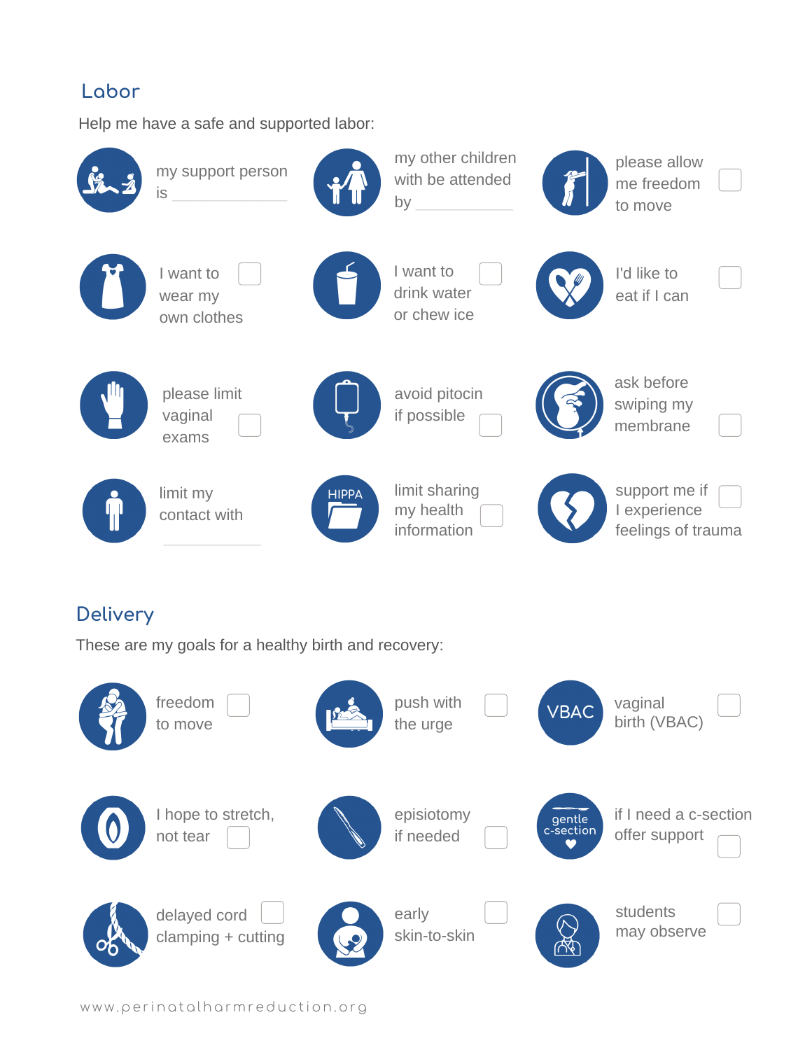## Labor

Help me have a safe and supported labor:

- my support person is \_\_\_\_\_\_\_\_\_\_\_\_
- my other children with be attended by \_\_\_\_\_\_\_\_\_\_\_\_
- please allow me freedom to move ☐
- I want to wear my own clothes ☐
- I want to drink water or chew ice ☐
- I'd like to eat if I can ☐
- please limit vaginal exams ☐
- avoid pitocin if possible ☐
- ask before swiping my membrane ☐
- limit my contact with \_\_\_\_\_\_\_\_\_\_\_\_
- HIPPA: limit sharing my health information ☐
- support me if I experience feelings of trauma ☐

## Delivery

These are my goals for a healthy birth and recovery:

- freedom to move ☐
- push with the urge ☐
- VBAC: vaginal birth (VBAC) ☐
- I hope to stretch, not tear ☐
- episiotomy if needed ☐
- gentle c-section: if I need a c-section offer support ☐
- delayed cord clamping + cutting ☐
- early skin-to-skin ☐
- students may observe ☐

www.perinatalharmreduction.org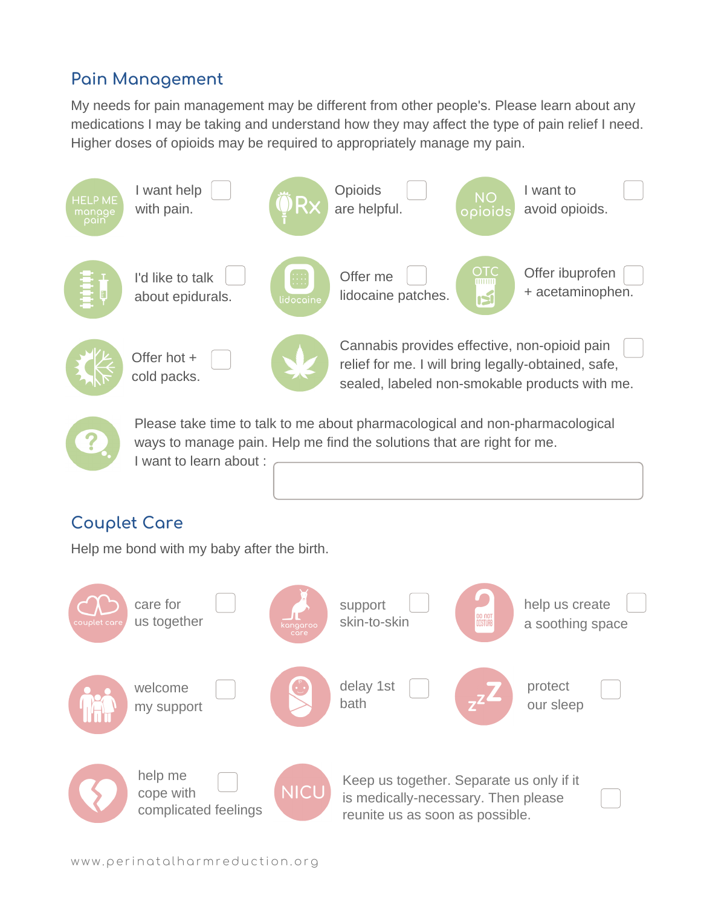## Pain Management

My needs for pain management may be different from other people's. Please learn about any medications I may be taking and understand how they may affect the type of pain relief I need. Higher doses of opioids may be required to appropriately manage my pain.

- HELP ME manage pain — I want help with pain. ☐
- Rx — Opioids are helpful. ☐
- NO opioids — I want to avoid opioids. ☐
- I'd like to talk about epidurals. ☐
- lidocaine — Offer me lidocaine patches. ☐
- OTC — Offer ibuprofen + acetaminophen. ☐
- Offer hot + cold packs. ☐
- Cannabis provides effective, non-opioid pain relief for me. I will bring legally-obtained, safe, sealed, labeled non-smokable products with me. ☐

Please take time to talk to me about pharmacological and non-pharmacological ways to manage pain. Help me find the solutions that are right for me.

I want to learn about :

## Couplet Care

Help me bond with my baby after the birth.

- couplet care — care for us together ☐
- kangaroo care — support skin-to-skin ☐
- DO NOT DISTURB — help us create a soothing space ☐
- welcome my support ☐
- delay 1st bath ☐
- protect our sleep ☐
- help me cope with complicated feelings ☐
- NICU — Keep us together. Separate us only if it is medically-necessary. Then please reunite us as soon as possible. ☐

www.perinatalharmreduction.org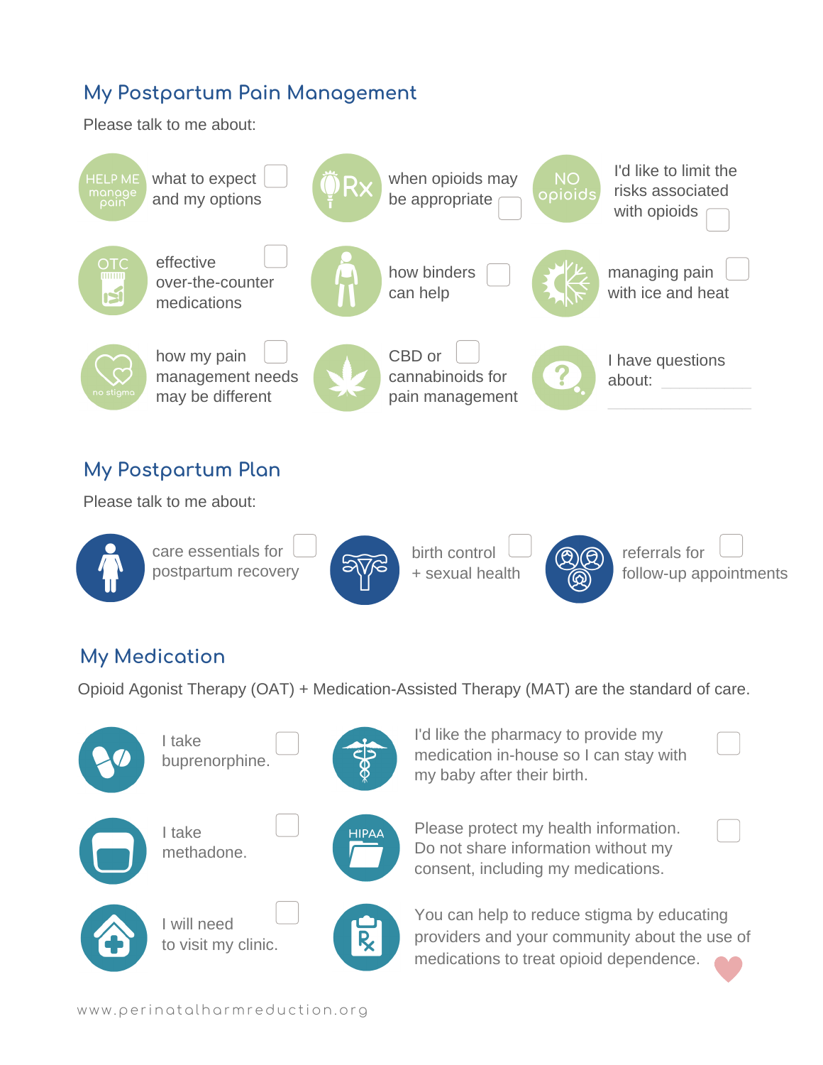## My Postpartum Pain Management

Please talk to me about:

- what to expect and my options ☐
- when opioids may be appropriate ☐
- I'd like to limit the risks associated with opioids ☐
- effective over-the-counter medications ☐
- how binders can help ☐
- managing pain with ice and heat ☐
- how my pain management needs may be different ☐
- CBD or cannabinoids for pain management ☐
- I have questions about: ____________

## My Postpartum Plan

Please talk to me about:

- care essentials for postpartum recovery ☐
- birth control + sexual health ☐
- referrals for follow-up appointments ☐

## My Medication

Opioid Agonist Therapy (OAT) + Medication-Assisted Therapy (MAT) are the standard of care.

- I take buprenorphine. ☐
- I'd like the pharmacy to provide my medication in-house so I can stay with my baby after their birth. ☐
- I take methadone. ☐
- Please protect my health information. Do not share information without my consent, including my medications. ☐
- I will need to visit my clinic. ☐

You can help to reduce stigma by educating providers and your community about the use of medications to treat opioid dependence.

www.perinatalharmreduction.org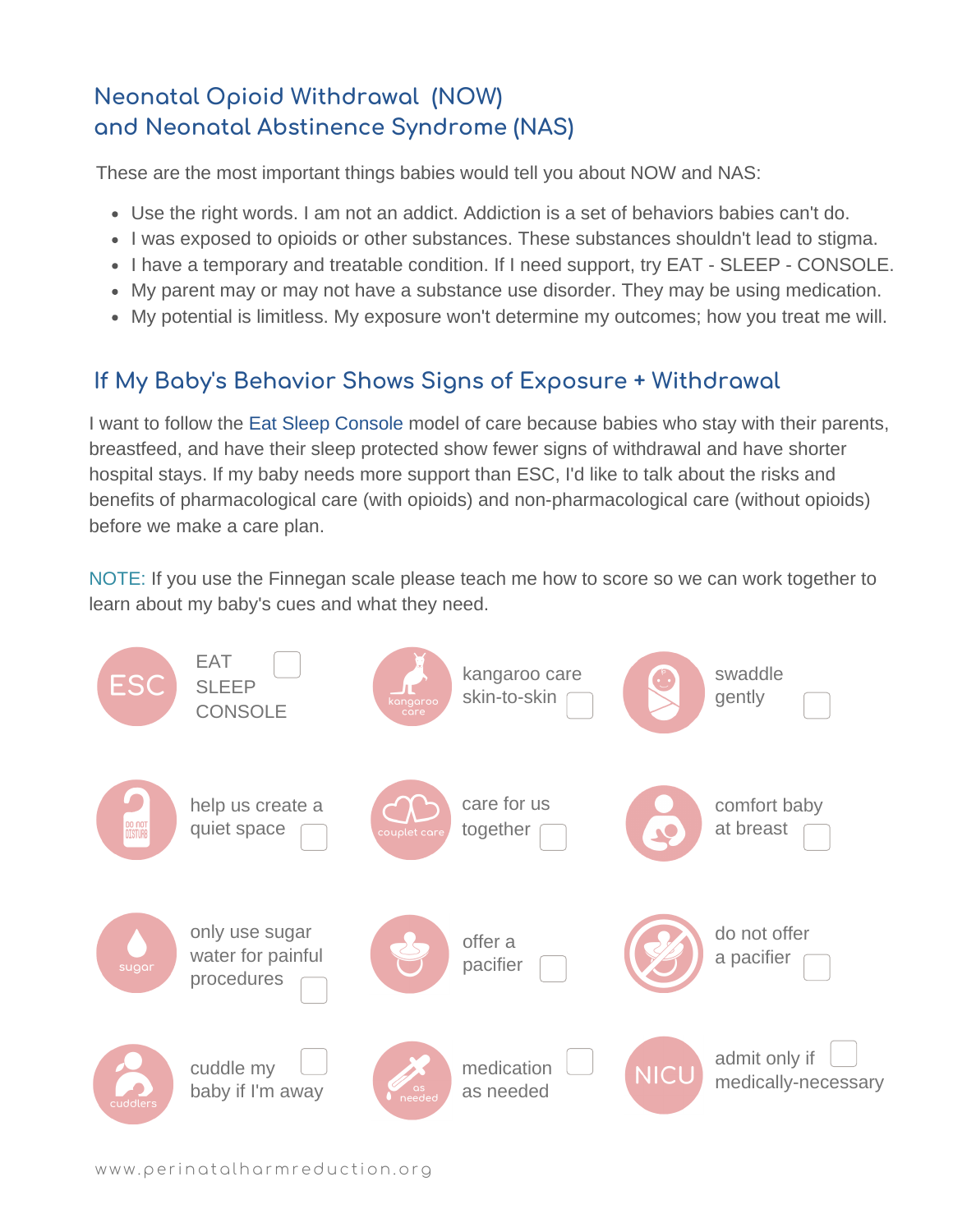## Neonatal Opioid Withdrawal (NOW) and Neonatal Abstinence Syndrome (NAS)

These are the most important things babies would tell you about NOW and NAS:

- Use the right words. I am not an addict. Addiction is a set of behaviors babies can't do.
- I was exposed to opioids or other substances. These substances shouldn't lead to stigma.
- I have a temporary and treatable condition. If I need support, try EAT - SLEEP - CONSOLE.
- My parent may or may not have a substance use disorder. They may be using medication.
- My potential is limitless. My exposure won't determine my outcomes; how you treat me will.

## If My Baby's Behavior Shows Signs of Exposure + Withdrawal

I want to follow the Eat Sleep Console model of care because babies who stay with their parents, breastfeed, and have their sleep protected show fewer signs of withdrawal and have shorter hospital stays. If my baby needs more support than ESC, I'd like to talk about the risks and benefits of pharmacological care (with opioids) and non-pharmacological care (without opioids) before we make a care plan.

NOTE: If you use the Finnegan scale please teach me how to score so we can work together to learn about my baby's cues and what they need.

- [ ] EAT SLEEP CONSOLE
- [ ] kangaroo care skin-to-skin
- [ ] swaddle gently
- [ ] help us create a quiet space
- [ ] care for us together
- [ ] comfort baby at breast
- [ ] only use sugar water for painful procedures
- [ ] offer a pacifier
- [ ] do not offer a pacifier
- [ ] cuddle my baby if I'm away
- [ ] medication as needed
- [ ] admit only if medically-necessary

www.perinatalharmreduction.org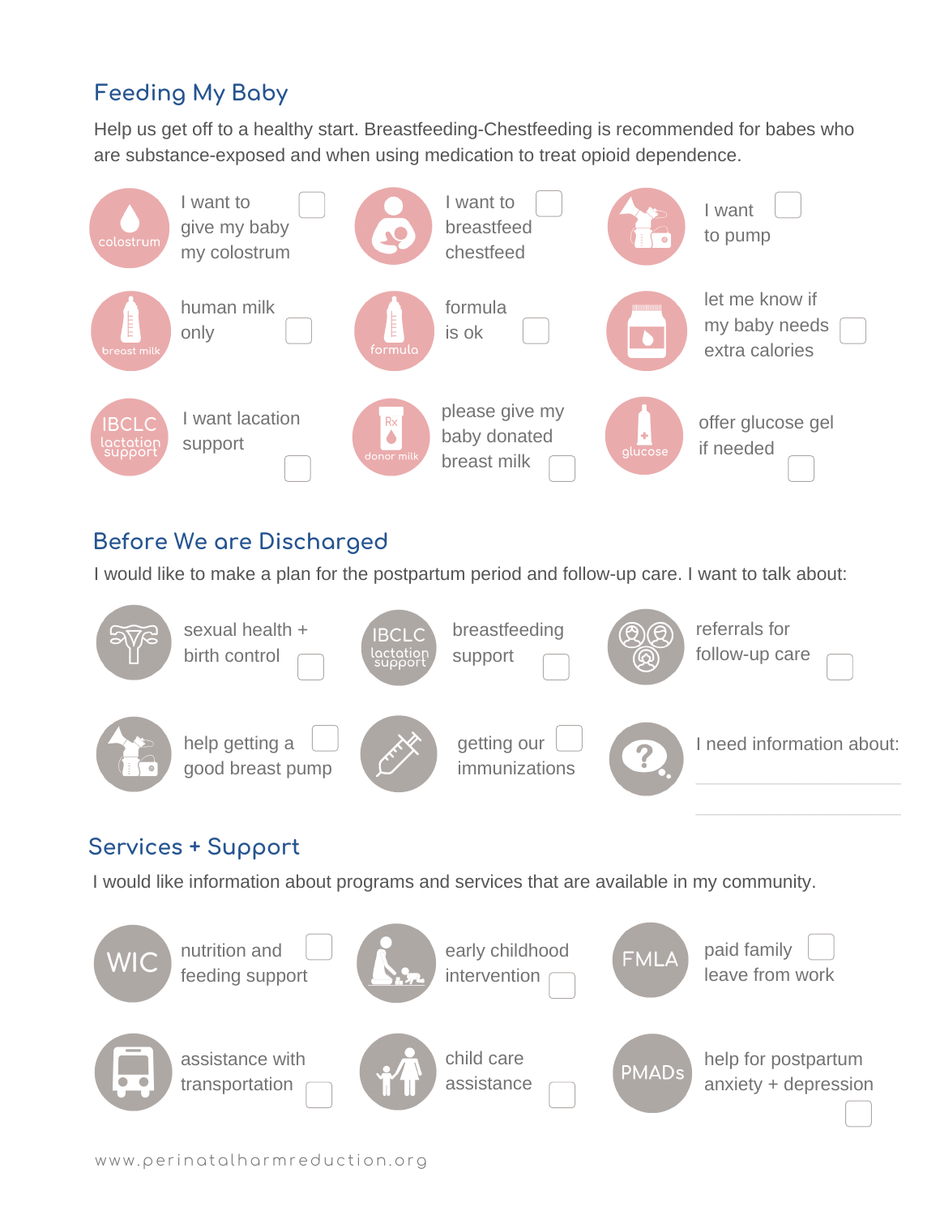## Feeding My Baby

Help us get off to a healthy start. Breastfeeding-Chestfeeding is recommended for babes who are substance-exposed and when using medication to treat opioid dependence.

- colostrum — I want to give my baby my colostrum ☐
- I want to breastfeed chestfeed ☐
- I want to pump ☐
- breast milk — human milk only ☐
- formula — formula is ok ☐
- let me know if my baby needs extra calories ☐
- IBCLC lactation support — I want lactation support ☐
- Rx donor milk — please give my baby donated breast milk ☐
- glucose — offer glucose gel if needed ☐

## Before We are Discharged

I would like to make a plan for the postpartum period and follow-up care. I want to talk about:

- sexual health + birth control ☐
- IBCLC lactation support — breastfeeding support ☐
- referrals for follow-up care ☐
- help getting a good breast pump ☐
- getting our immunizations ☐
- I need information about: \_\_\_\_\_\_\_\_\_\_\_\_\_\_\_\_

## Services + Support

I would like information about programs and services that are available in my community.

- WIC — nutrition and feeding support ☐
- early childhood intervention ☐
- FMLA — paid family leave from work ☐
- assistance with transportation ☐
- child care assistance ☐
- PMADs — help for postpartum anxiety + depression ☐

www.perinatalharmreduction.org